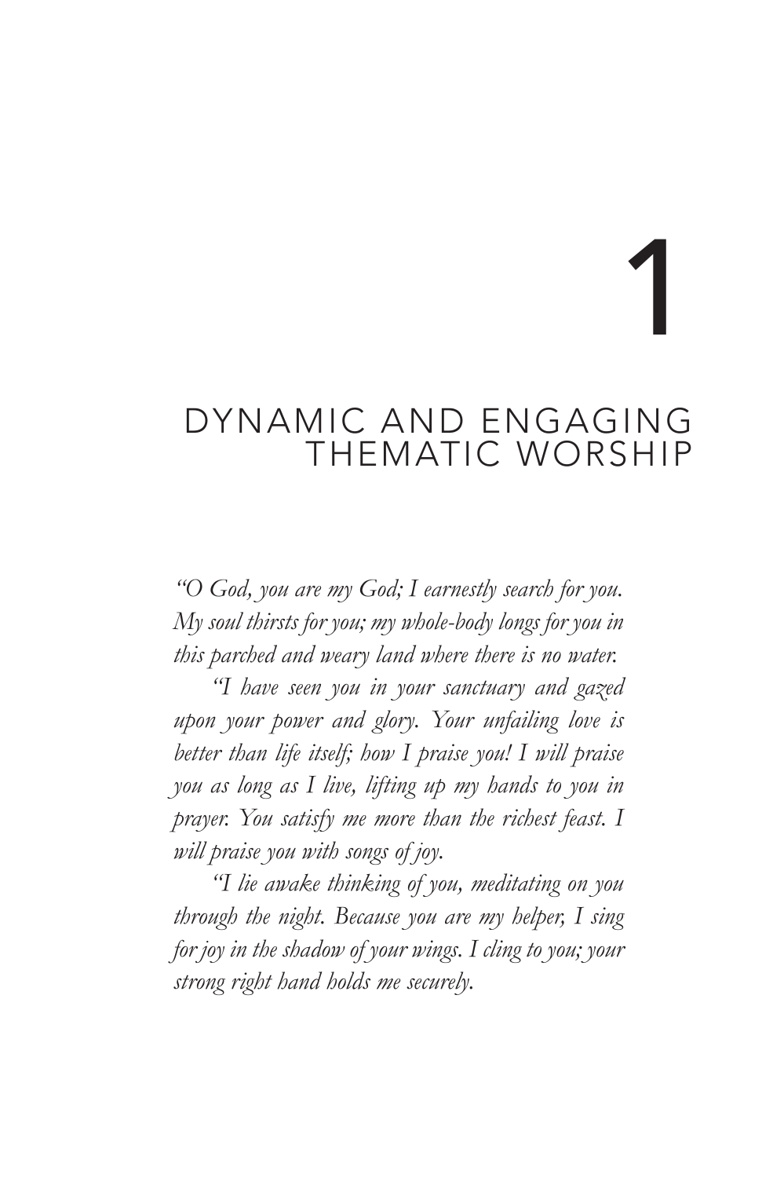# 1

# DYNAMIC AND ENGAGING THEMATIC WORSHIP

*"O God, you are my God; I earnestly search for you. My soul thirsts for you; my whole-body longs for you in this parched and weary land where there is no water.*

*"I have seen you in your sanctuary and gazed upon your power and glory. Your unfailing love is better than life itself; how I praise you! I will praise you as long as I live, lifting up my hands to you in prayer. You satisfy me more than the richest feast. I will praise you with songs of joy.*

*"I lie awake thinking of you, meditating on you through the night. Because you are my helper, I sing for joy in the shadow of your wings. I cling to you; your strong right hand holds me securely.*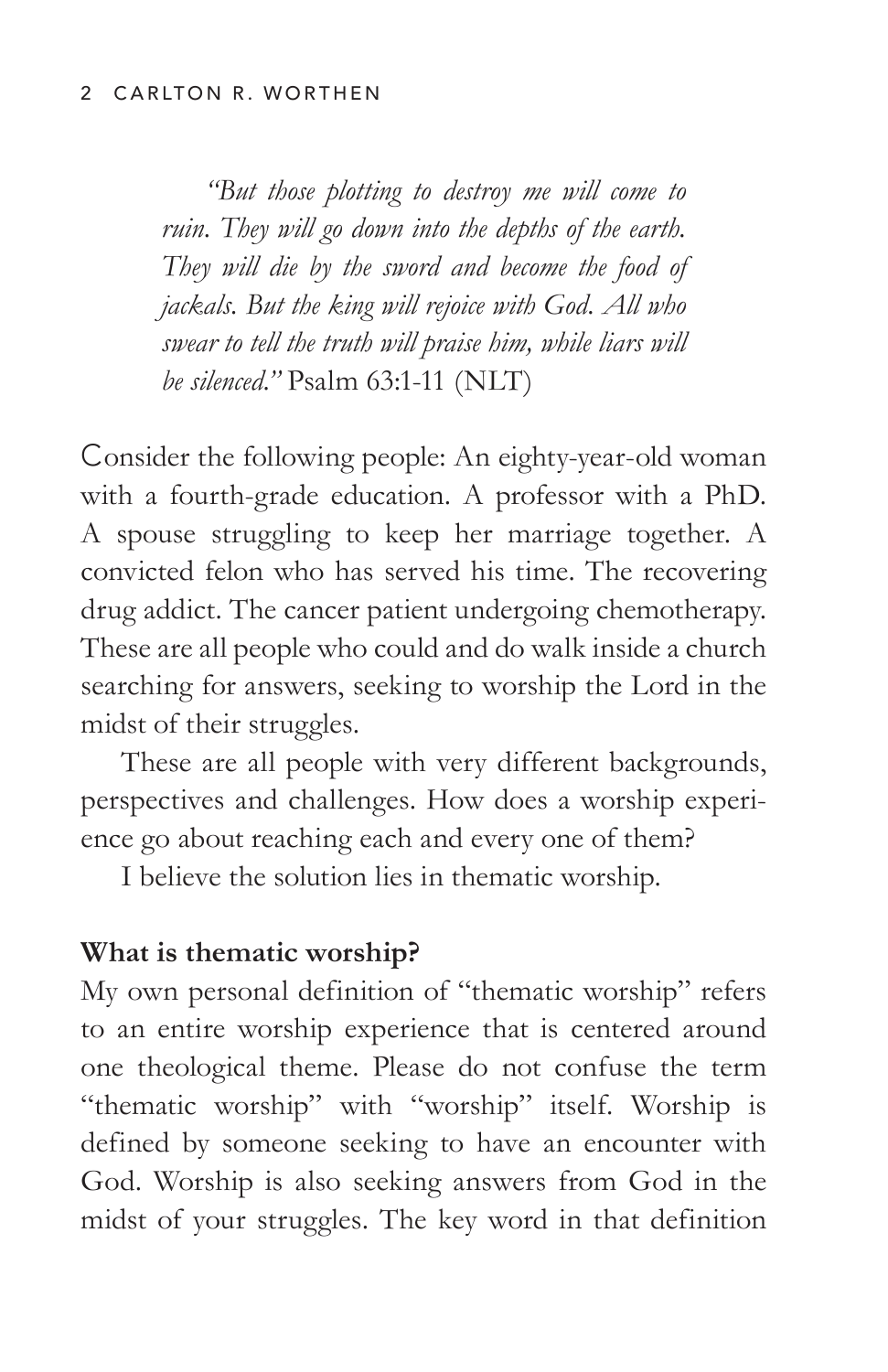*"But those plotting to destroy me will come to ruin. They will go down into the depths of the earth. They will die by the sword and become the food of jackals. But the king will rejoice with God. All who swear to tell the truth will praise him, while liars will be silenced."* Psalm 63:1-11 (NLT)

Consider the following people: An eighty-year-old woman with a fourth-grade education. A professor with a PhD. A spouse struggling to keep her marriage together. A convicted felon who has served his time. The recovering drug addict. The cancer patient undergoing chemotherapy. These are all people who could and do walk inside a church searching for answers, seeking to worship the Lord in the midst of their struggles.

These are all people with very different backgrounds, perspectives and challenges. How does a worship experience go about reaching each and every one of them?

I believe the solution lies in thematic worship.

**What is thematic worship?**

My own personal definition of "thematic worship" refers to an entire worship experience that is centered around one theological theme. Please do not confuse the term "thematic worship" with "worship" itself. Worship is defined by someone seeking to have an encounter with God. Worship is also seeking answers from God in the midst of your struggles. The key word in that definition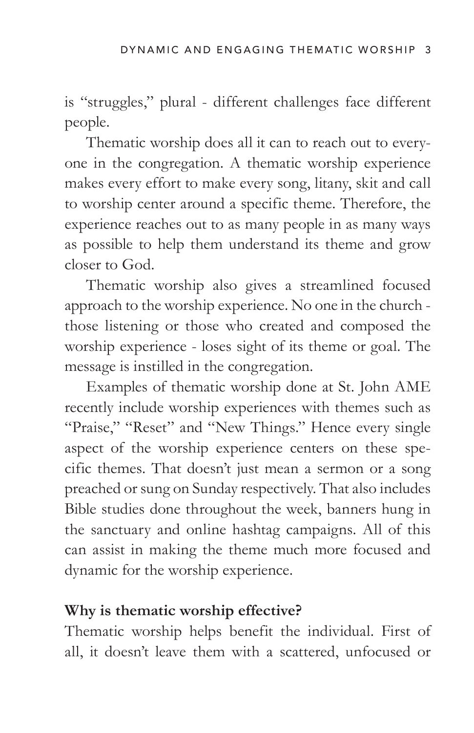is "struggles," plural - different challenges face different people.

Thematic worship does all it can to reach out to everyone in the congregation. A thematic worship experience makes every effort to make every song, litany, skit and call to worship center around a specific theme. Therefore, the experience reaches out to as many people in as many ways as possible to help them understand its theme and grow closer to God.

Thematic worship also gives a streamlined focused approach to the worship experience. No one in the church - those listening or those who created and composed the worship experience - loses sight of its theme or goal. The message is instilled in the congregation.

Examples of thematic worship done at St. John AME recently include worship experiences with themes such as "Praise," "Reset" and "New Things." Hence every single aspect of the worship experience centers on these specific themes. That doesn't just mean a sermon or a song preached or sung on Sunday respectively. That also includes Bible studies done throughout the week, banners hung in the sanctuary and online hashtag campaigns. All of this can assist in making the theme much more focused and dynamic for the worship experience.

**Why is thematic worship effective?**

Thematic worship helps benefit the individual. First of all, it doesn't leave them with a scattered, unfocused or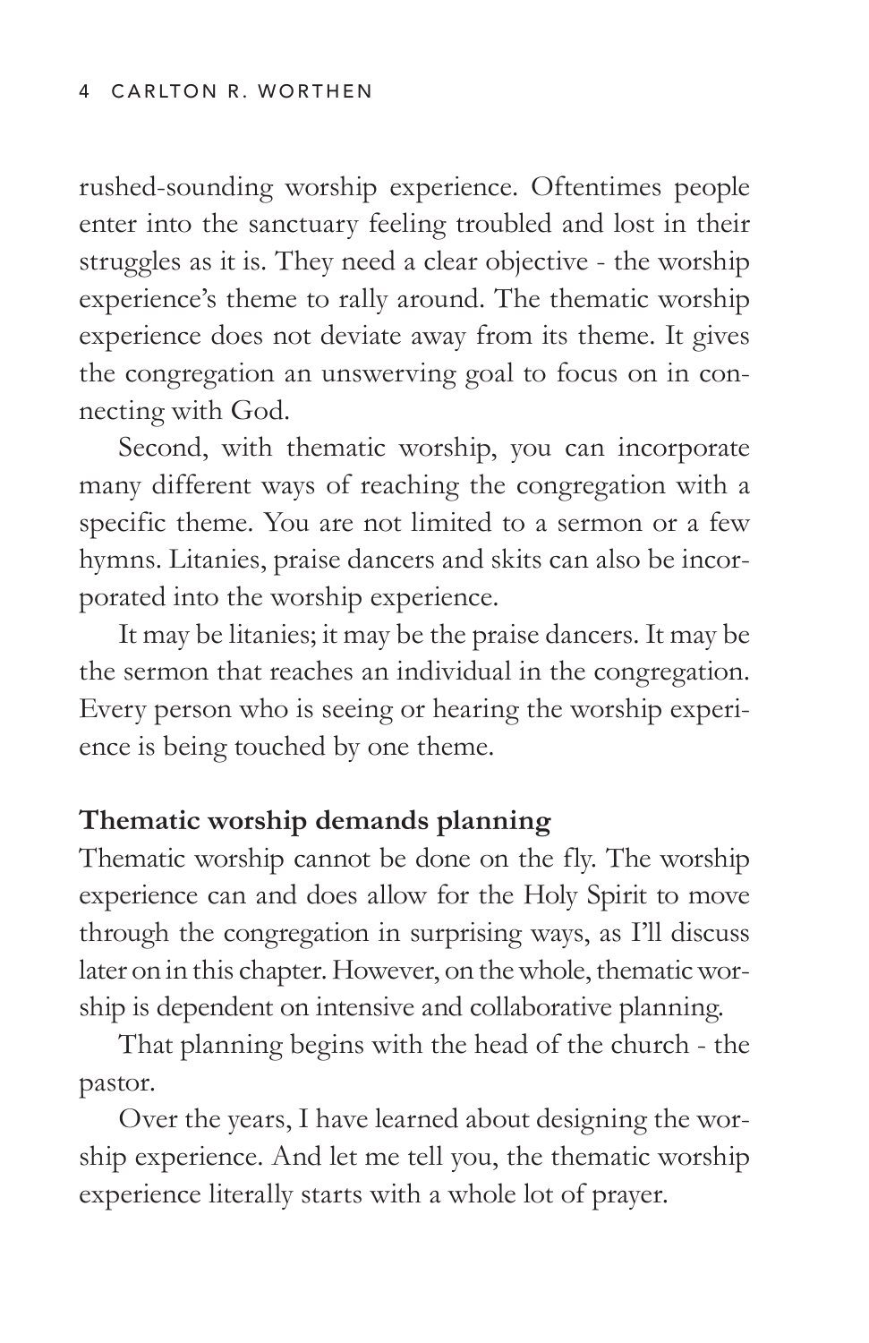rushed-sounding worship experience. Oftentimes people enter into the sanctuary feeling troubled and lost in their struggles as it is. They need a clear objective - the worship experience's theme to rally around. The thematic worship experience does not deviate away from its theme. It gives the congregation an unswerving goal to focus on in connecting with God.

Second, with thematic worship, you can incorporate many different ways of reaching the congregation with a specific theme. You are not limited to a sermon or a few hymns. Litanies, praise dancers and skits can also be incorporated into the worship experience.

It may be litanies; it may be the praise dancers. It may be the sermon that reaches an individual in the congregation. Every person who is seeing or hearing the worship experience is being touched by one theme.

**Thematic worship demands planning**

Thematic worship cannot be done on the fly. The worship experience can and does allow for the Holy Spirit to move through the congregation in surprising ways, as I'll discuss later on in this chapter. However, on the whole, thematic worship is dependent on intensive and collaborative planning.

That planning begins with the head of the church - the pastor.

Over the years, I have learned about designing the worship experience. And let me tell you, the thematic worship experience literally starts with a whole lot of prayer.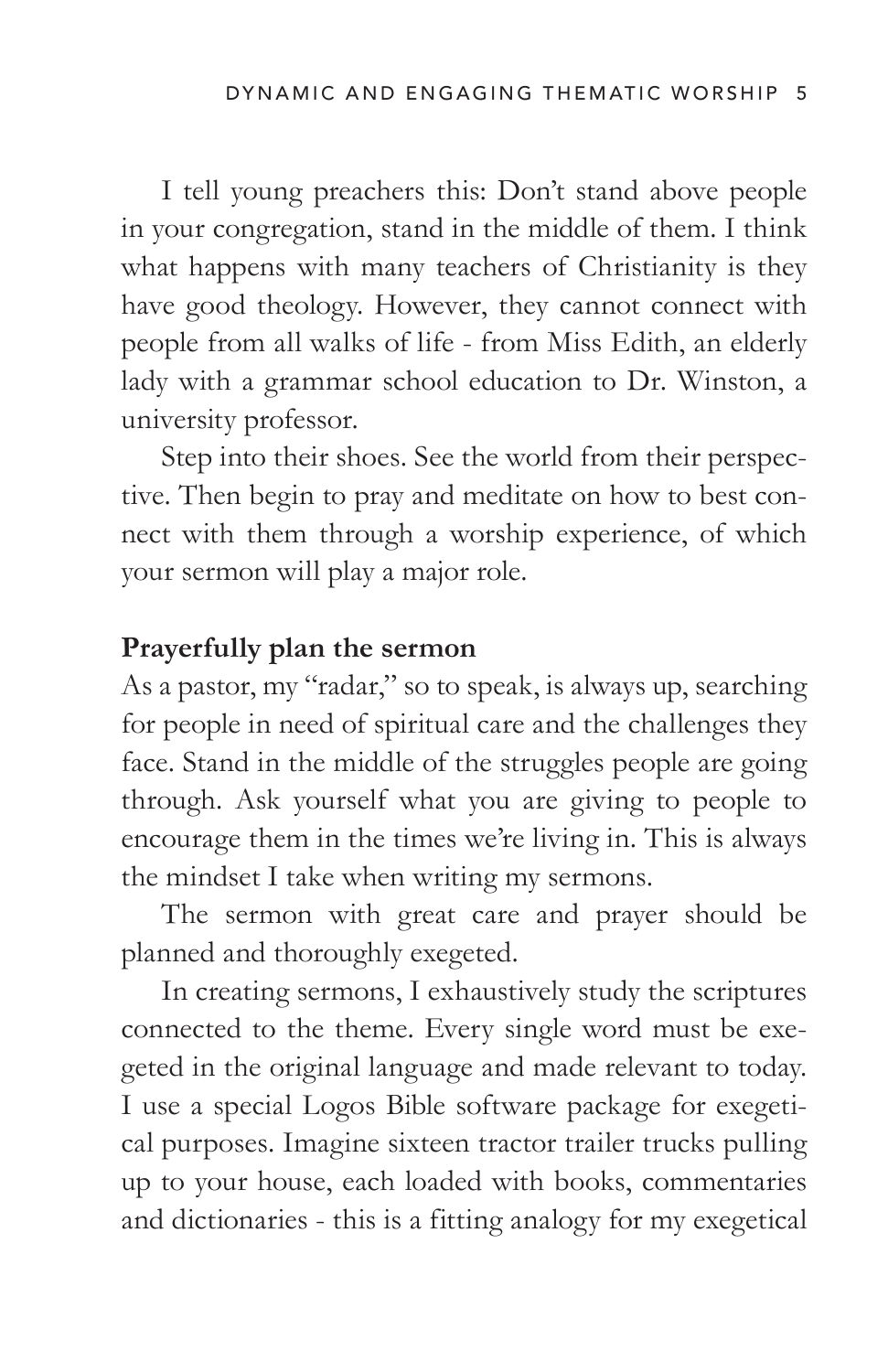I tell young preachers this: Don't stand above people in your congregation, stand in the middle of them. I think what happens with many teachers of Christianity is they have good theology. However, they cannot connect with people from all walks of life - from Miss Edith, an elderly lady with a grammar school education to Dr. Winston, a university professor.

Step into their shoes. See the world from their perspective. Then begin to pray and meditate on how to best connect with them through a worship experience, of which your sermon will play a major role.

**Prayerfully plan the sermon**

As a pastor, my "radar," so to speak, is always up, searching for people in need of spiritual care and the challenges they face. Stand in the middle of the struggles people are going through. Ask yourself what you are giving to people to encourage them in the times we're living in. This is always the mindset I take when writing my sermons.

The sermon with great care and prayer should be planned and thoroughly exegeted.

In creating sermons, I exhaustively study the scriptures connected to the theme. Every single word must be exegeted in the original language and made relevant to today. I use a special Logos Bible software package for exegetical purposes. Imagine sixteen tractor trailer trucks pulling up to your house, each loaded with books, commentaries and dictionaries - this is a fitting analogy for my exegetical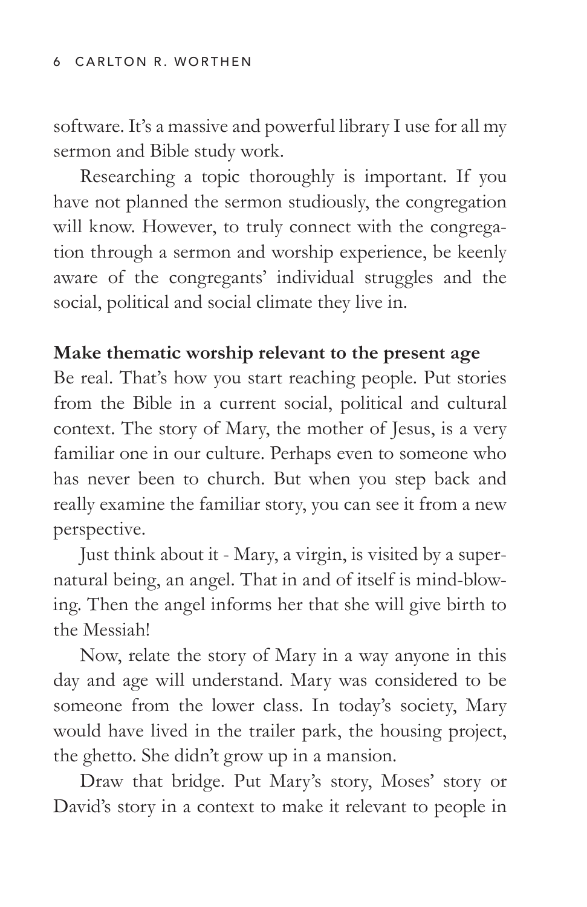software. It's a massive and powerful library I use for all my sermon and Bible study work.

Researching a topic thoroughly is important. If you have not planned the sermon studiously, the congregation will know. However, to truly connect with the congregation through a sermon and worship experience, be keenly aware of the congregants' individual struggles and the social, political and social climate they live in.

**Make thematic worship relevant to the present age**

Be real. That's how you start reaching people. Put stories from the Bible in a current social, political and cultural context. The story of Mary, the mother of Jesus, is a very familiar one in our culture. Perhaps even to someone who has never been to church. But when you step back and really examine the familiar story, you can see it from a new perspective.

Just think about it - Mary, a virgin, is visited by a supernatural being, an angel. That in and of itself is mind-blowing. Then the angel informs her that she will give birth to the Messiah!

Now, relate the story of Mary in a way anyone in this day and age will understand. Mary was considered to be someone from the lower class. In today's society, Mary would have lived in the trailer park, the housing project, the ghetto. She didn't grow up in a mansion.

Draw that bridge. Put Mary's story, Moses' story or David's story in a context to make it relevant to people in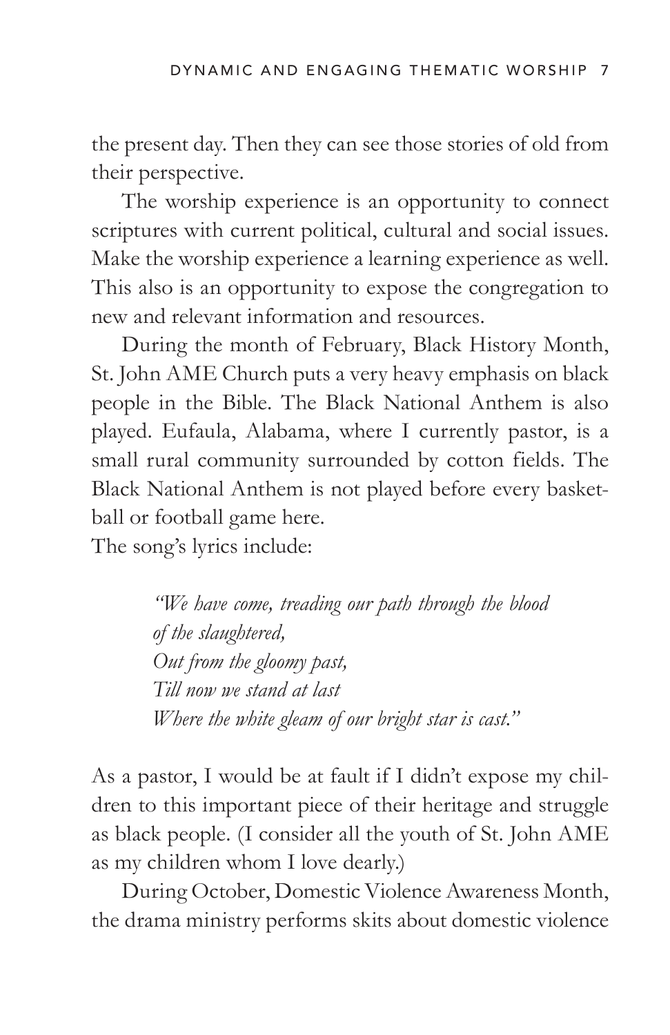the present day. Then they can see those stories of old from their perspective.

The worship experience is an opportunity to connect scriptures with current political, cultural and social issues. Make the worship experience a learning experience as well. This also is an opportunity to expose the congregation to new and relevant information and resources.

During the month of February, Black History Month, St. John AME Church puts a very heavy emphasis on black people in the Bible. The Black National Anthem is also played. Eufaula, Alabama, where I currently pastor, is a small rural community surrounded by cotton fields. The Black National Anthem is not played before every basketball or football game here.

The song's lyrics include:

> *"We have come, treading our path through the blood of the slaughtered,*
> *Out from the gloomy past,*
> *Till now we stand at last*
> *Where the white gleam of our bright star is cast."*

As a pastor, I would be at fault if I didn't expose my children to this important piece of their heritage and struggle as black people. (I consider all the youth of St. John AME as my children whom I love dearly.)

During October, Domestic Violence Awareness Month, the drama ministry performs skits about domestic violence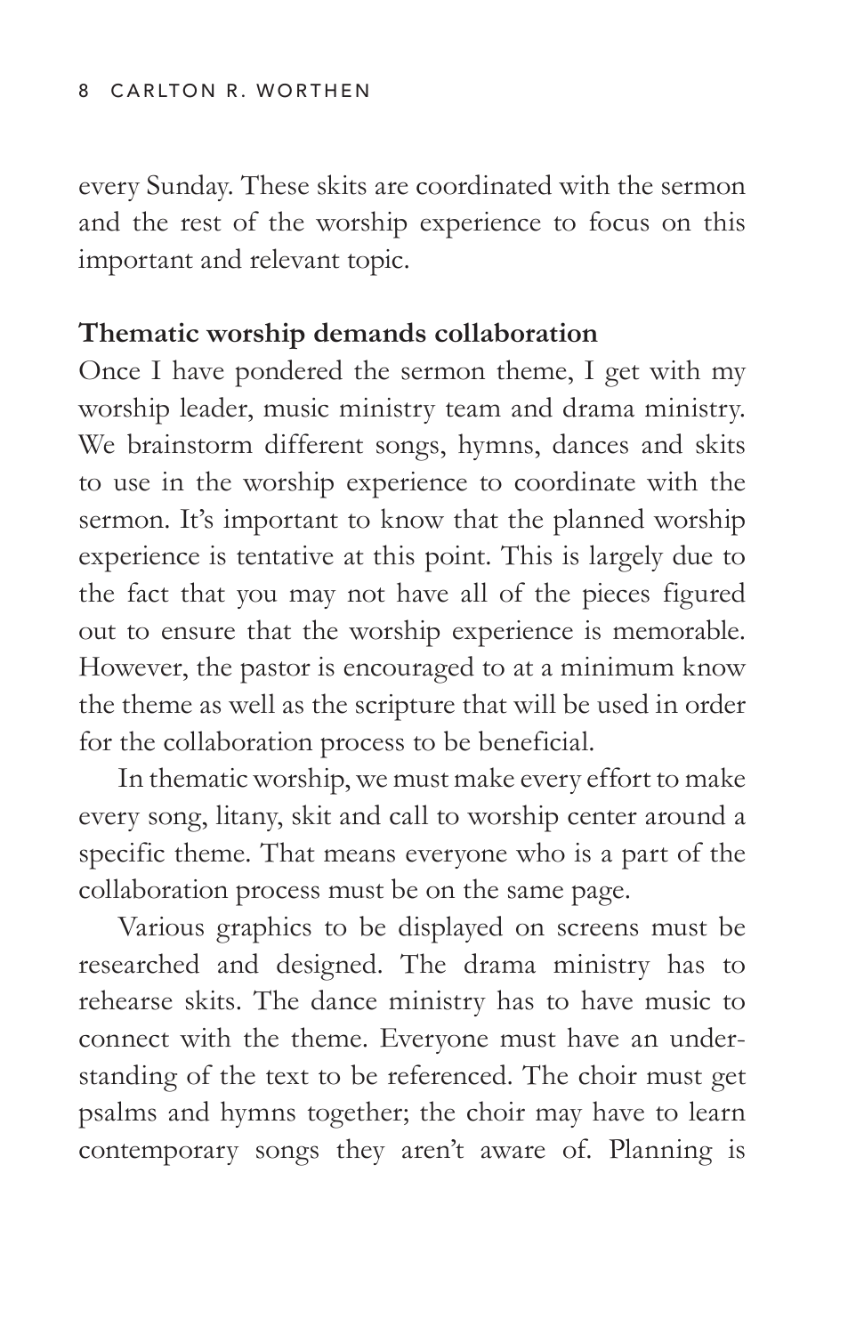every Sunday. These skits are coordinated with the sermon and the rest of the worship experience to focus on this important and relevant topic.

**Thematic worship demands collaboration**

Once I have pondered the sermon theme, I get with my worship leader, music ministry team and drama ministry. We brainstorm different songs, hymns, dances and skits to use in the worship experience to coordinate with the sermon. It's important to know that the planned worship experience is tentative at this point. This is largely due to the fact that you may not have all of the pieces figured out to ensure that the worship experience is memorable. However, the pastor is encouraged to at a minimum know the theme as well as the scripture that will be used in order for the collaboration process to be beneficial.

In thematic worship, we must make every effort to make every song, litany, skit and call to worship center around a specific theme. That means everyone who is a part of the collaboration process must be on the same page.

Various graphics to be displayed on screens must be researched and designed. The drama ministry has to rehearse skits. The dance ministry has to have music to connect with the theme. Everyone must have an understanding of the text to be referenced. The choir must get psalms and hymns together; the choir may have to learn contemporary songs they aren't aware of. Planning is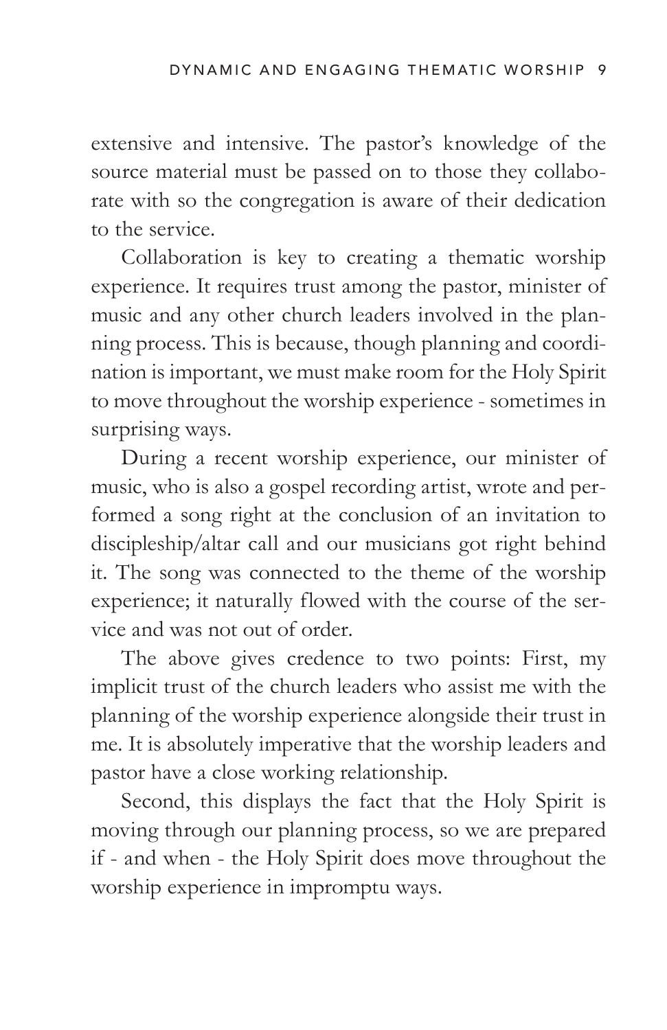extensive and intensive. The pastor's knowledge of the source material must be passed on to those they collaborate with so the congregation is aware of their dedication to the service.

Collaboration is key to creating a thematic worship experience. It requires trust among the pastor, minister of music and any other church leaders involved in the planning process. This is because, though planning and coordination is important, we must make room for the Holy Spirit to move throughout the worship experience - sometimes in surprising ways.

During a recent worship experience, our minister of music, who is also a gospel recording artist, wrote and performed a song right at the conclusion of an invitation to discipleship/altar call and our musicians got right behind it. The song was connected to the theme of the worship experience; it naturally flowed with the course of the service and was not out of order.

The above gives credence to two points: First, my implicit trust of the church leaders who assist me with the planning of the worship experience alongside their trust in me. It is absolutely imperative that the worship leaders and pastor have a close working relationship.

Second, this displays the fact that the Holy Spirit is moving through our planning process, so we are prepared if - and when - the Holy Spirit does move throughout the worship experience in impromptu ways.